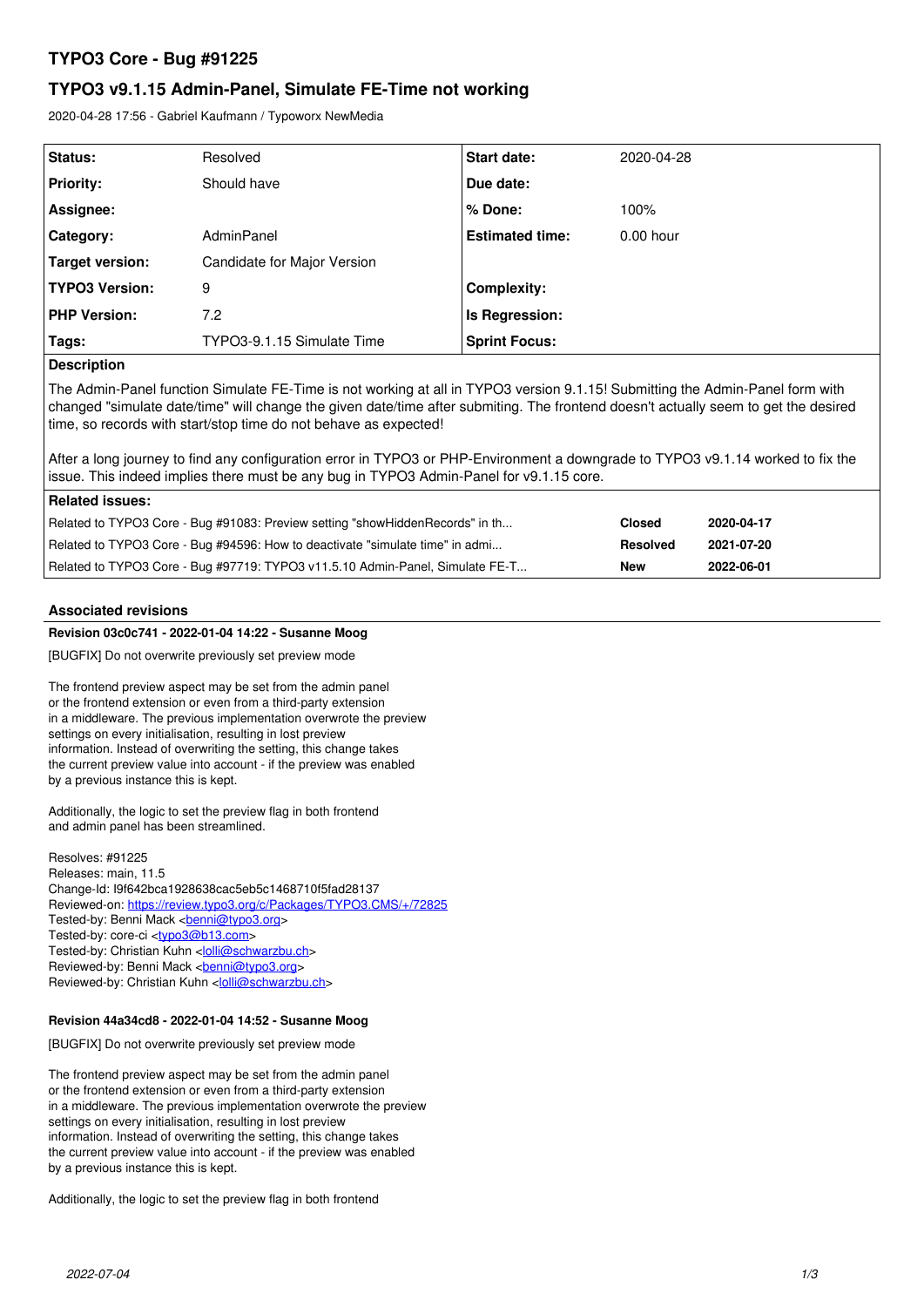# TYPO3 Core - Bug #91225

## TYPO3 v9.1.15 Admin-Panel, Simulate FE-Time not working

2020-04-28 17:56 - Gabriel Kaufmann / Typoworx NewMedia

| | | | |
|---|---|---|---|
| **Status:** | Resolved | **Start date:** | 2020-04-28 |
| **Priority:** | Should have | **Due date:** | |
| **Assignee:** | | **% Done:** | 100% |
| **Category:** | AdminPanel | **Estimated time:** | 0.00 hour |
| **Target version:** | Candidate for Major Version | | |
| **TYPO3 Version:** | 9 | **Complexity:** | |
| **PHP Version:** | 7.2 | **Is Regression:** | |
| **Tags:** | TYPO3-9.1.15 Simulate Time | **Sprint Focus:** | |

**Description**

The Admin-Panel function Simulate FE-Time is not working at all in TYPO3 version 9.1.15! Submitting the Admin-Panel form with changed "simulate date/time" will change the given date/time after submiting. The frontend doesn't actually seem to get the desired time, so records with start/stop time do not behave as expected!

After a long journey to find any configuration error in TYPO3 or PHP-Environment a downgrade to TYPO3 v9.1.14 worked to fix the issue. This indeed implies there must be any bug in TYPO3 Admin-Panel for v9.1.15 core.

**Related issues:**

| | | |
|---|---|---|
| Related to TYPO3 Core - Bug #91083: Preview setting "showHiddenRecords" in th... | **Closed** | **2020-04-17** |
| Related to TYPO3 Core - Bug #94596: How to deactivate "simulate time" in admi... | **Resolved** | **2021-07-20** |
| Related to TYPO3 Core - Bug #97719: TYPO3 v11.5.10 Admin-Panel, Simulate FE-T... | **New** | **2022-06-01** |

### Associated revisions

**Revision 03c0c741 - 2022-01-04 14:22 - Susanne Moog**

[BUGFIX] Do not overwrite previously set preview mode

The frontend preview aspect may be set from the admin panel
or the frontend extension or even from a third-party extension
in a middleware. The previous implementation overwrote the preview
settings on every initialisation, resulting in lost preview
information. Instead of overwriting the setting, this change takes
the current preview value into account - if the preview was enabled
by a previous instance this is kept.

Additionally, the logic to set the preview flag in both frontend
and admin panel has been streamlined.

Resolves: #91225
Releases: main, 11.5
Change-Id: I9f642bca1928638cac5eb5c1468710f5fad28137
Reviewed-on: https://review.typo3.org/c/Packages/TYPO3.CMS/+/72825
Tested-by: Benni Mack <benni@typo3.org>
Tested-by: core-ci <typo3@b13.com>
Tested-by: Christian Kuhn <lolli@schwarzbu.ch>
Reviewed-by: Benni Mack <benni@typo3.org>
Reviewed-by: Christian Kuhn <lolli@schwarzbu.ch>

**Revision 44a34cd8 - 2022-01-04 14:52 - Susanne Moog**

[BUGFIX] Do not overwrite previously set preview mode

The frontend preview aspect may be set from the admin panel
or the frontend extension or even from a third-party extension
in a middleware. The previous implementation overwrote the preview
settings on every initialisation, resulting in lost preview
information. Instead of overwriting the setting, this change takes
the current preview value into account - if the preview was enabled
by a previous instance this is kept.

Additionally, the logic to set the preview flag in both frontend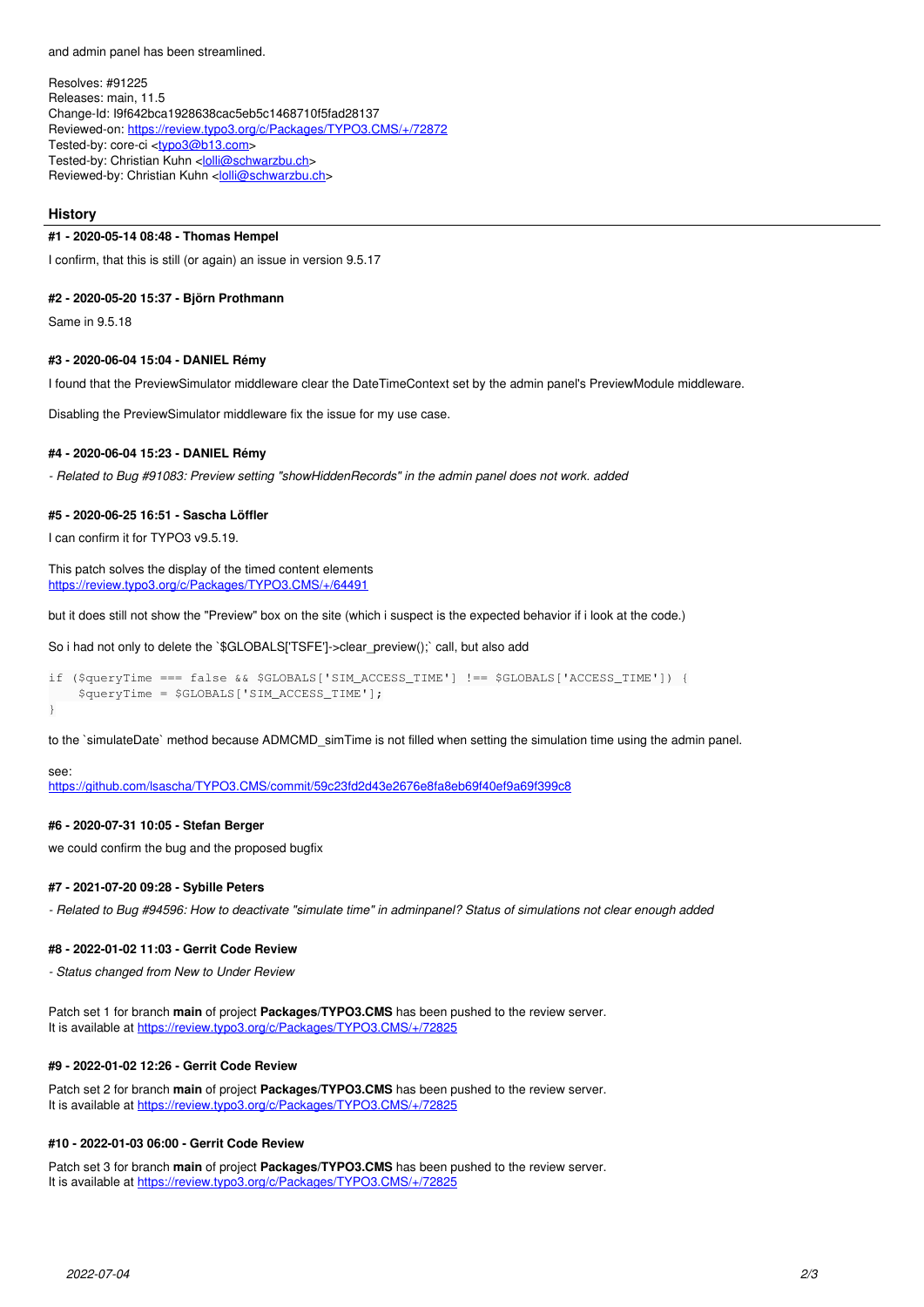and admin panel has been streamlined.

Resolves: #91225
Releases: main, 11.5
Change-Id: I9f642bca1928638cac5eb5c1468710f5fad28137
Reviewed-on: https://review.typo3.org/c/Packages/TYPO3.CMS/+/72872
Tested-by: core-ci <typo3@b13.com>
Tested-by: Christian Kuhn <lolli@schwarzbu.ch>
Reviewed-by: Christian Kuhn <lolli@schwarzbu.ch>

## History

#### #1 - 2020-05-14 08:48 - Thomas Hempel

I confirm, that this is still (or again) an issue in version 9.5.17

#### #2 - 2020-05-20 15:37 - Björn Prothmann

Same in 9.5.18

#### #3 - 2020-06-04 15:04 - DANIEL Rémy

I found that the PreviewSimulator middleware clear the DateTimeContext set by the admin panel's PreviewModule middleware.

Disabling the PreviewSimulator middleware fix the issue for my use case.

#### #4 - 2020-06-04 15:23 - DANIEL Rémy

*- Related to Bug #91083: Preview setting "showHiddenRecords" in the admin panel does not work. added*

#### #5 - 2020-06-25 16:51 - Sascha Löffler

I can confirm it for TYPO3 v9.5.19.

This patch solves the display of the timed content elements
https://review.typo3.org/c/Packages/TYPO3.CMS/+/64491

but it does still not show the "Preview" box on the site (which i suspect is the expected behavior if i look at the code.)

So i had not only to delete the `$GLOBALS['TSFE']->clear_preview();` call, but also add

```
if ($queryTime === false && $GLOBALS['SIM_ACCESS_TIME'] !== $GLOBALS['ACCESS_TIME']) {
    $queryTime = $GLOBALS['SIM_ACCESS_TIME'];
}
```

to the `simulateDate` method because ADMCMD_simTime is not filled when setting the simulation time using the admin panel.

see:
https://github.com/lsascha/TYPO3.CMS/commit/59c23fd2d43e2676e8fa8eb69f40ef9a69f399c8

#### #6 - 2020-07-31 10:05 - Stefan Berger

we could confirm the bug and the proposed bugfix

#### #7 - 2021-07-20 09:28 - Sybille Peters

*- Related to Bug #94596: How to deactivate "simulate time" in adminpanel? Status of simulations not clear enough added*

#### #8 - 2022-01-02 11:03 - Gerrit Code Review

*- Status changed from New to Under Review*

Patch set 1 for branch **main** of project **Packages/TYPO3.CMS** has been pushed to the review server.
It is available at https://review.typo3.org/c/Packages/TYPO3.CMS/+/72825

#### #9 - 2022-01-02 12:26 - Gerrit Code Review

Patch set 2 for branch **main** of project **Packages/TYPO3.CMS** has been pushed to the review server.
It is available at https://review.typo3.org/c/Packages/TYPO3.CMS/+/72825

#### #10 - 2022-01-03 06:00 - Gerrit Code Review

Patch set 3 for branch **main** of project **Packages/TYPO3.CMS** has been pushed to the review server.
It is available at https://review.typo3.org/c/Packages/TYPO3.CMS/+/72825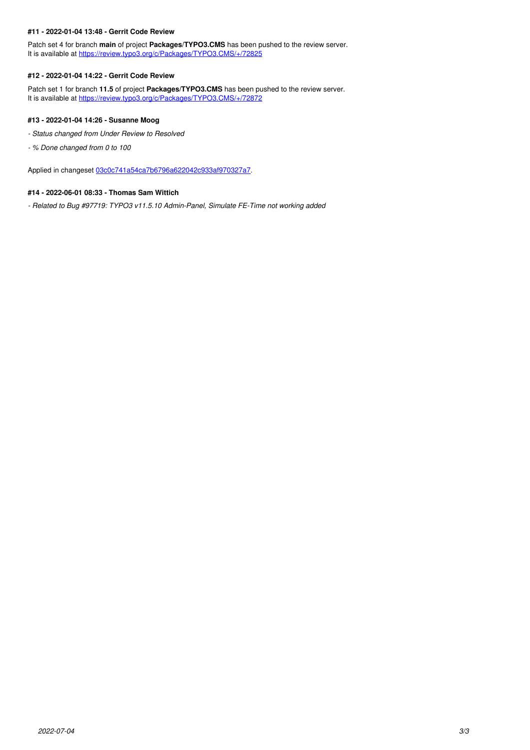#### #11 - 2022-01-04 13:48 - Gerrit Code Review

Patch set 4 for branch **main** of project **Packages/TYPO3.CMS** has been pushed to the review server.
It is available at https://review.typo3.org/c/Packages/TYPO3.CMS/+/72825

#### #12 - 2022-01-04 14:22 - Gerrit Code Review

Patch set 1 for branch **11.5** of project **Packages/TYPO3.CMS** has been pushed to the review server.
It is available at https://review.typo3.org/c/Packages/TYPO3.CMS/+/72872

#### #13 - 2022-01-04 14:26 - Susanne Moog

*- Status changed from Under Review to Resolved*

*- % Done changed from 0 to 100*

Applied in changeset 03c0c741a54ca7b6796a622042c933af970327a7.

#### #14 - 2022-06-01 08:33 - Thomas Sam Wittich

*- Related to Bug #97719: TYPO3 v11.5.10 Admin-Panel, Simulate FE-Time not working added*